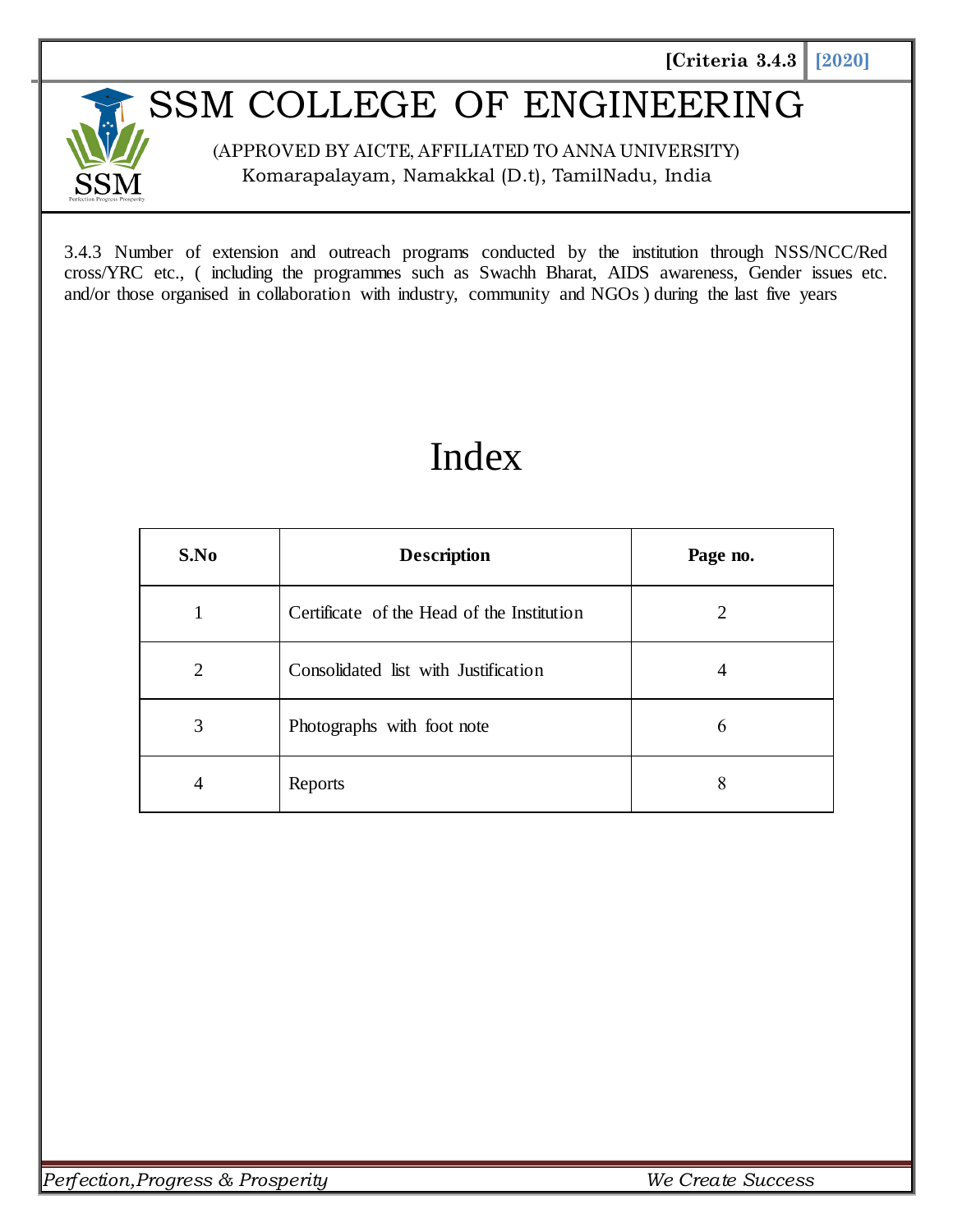**[Criteria 3.4.3** **[2020]**

# SSM COLLEGE OF ENGINEERING

(APPROVED BY AICTE, AFFILIATED TO ANNA UNIVERSITY)
Komarapalayam, Namakkal (D.t), TamilNadu, India

3.4.3 Number of extension and outreach programs conducted by the institution through NSS/NCC/Red cross/YRC etc., ( including the programmes such as Swachh Bharat, AIDS awareness, Gender issues etc. and/or those organised in collaboration with industry, community and NGOs ) during the last five years

# Index

| S.No | Description | Page no. |
|---|---|---|
| 1 | Certificate of the Head of the Institution | 2 |
| 2 | Consolidated list with Justification | 4 |
| 3 | Photographs with foot note | 6 |
| 4 | Reports | 8 |

*Perfection,Progress & Prosperity* *We Create Success*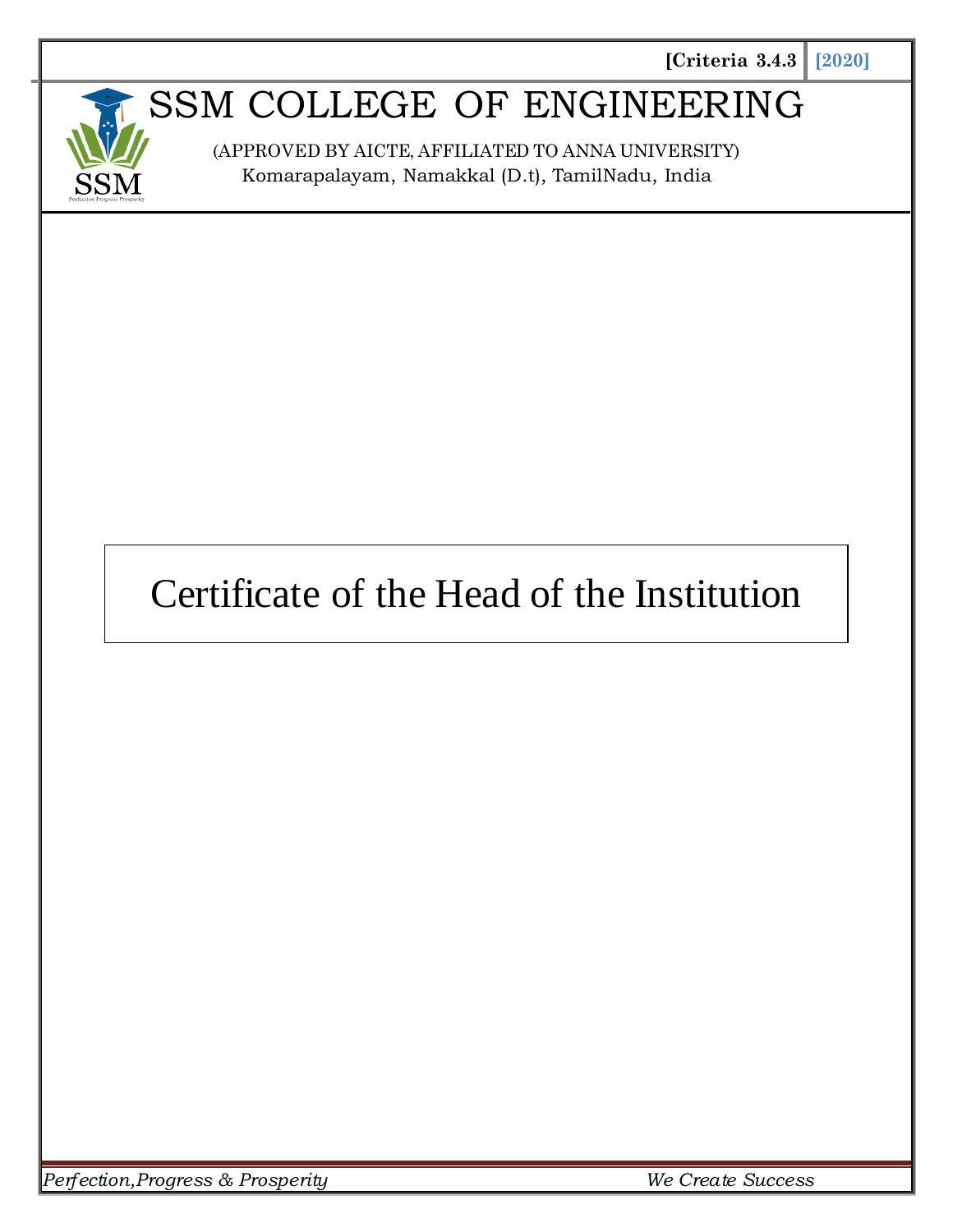# Certificate of the Head of the Institution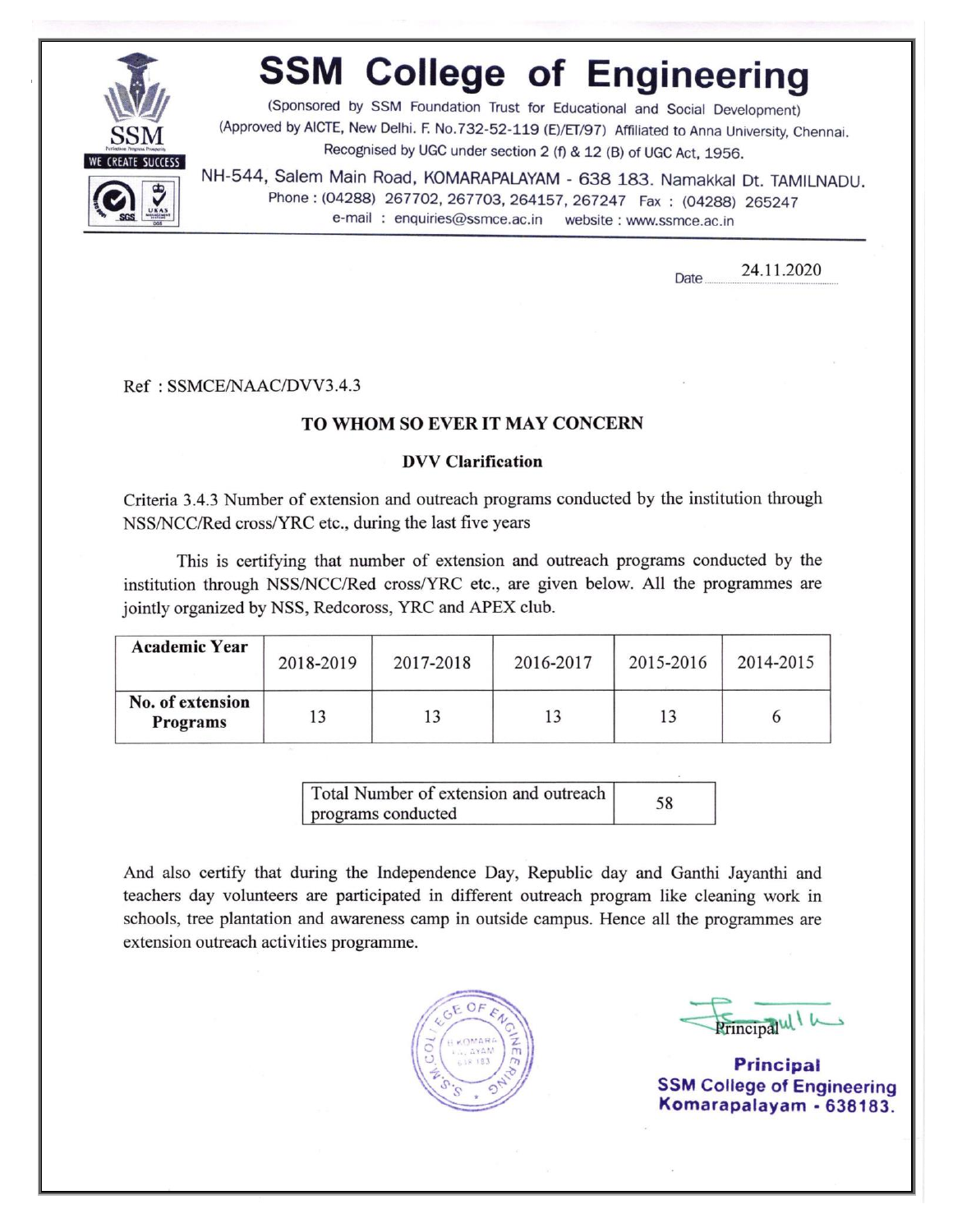# SSM College of Engineering

(Sponsored by SSM Foundation Trust for Educational and Social Development)
(Approved by AICTE, New Delhi. F. No.732-52-119 (E)/ET/97) Affiliated to Anna University, Chennai.
Recognised by UGC under section 2 (f) & 12 (B) of UGC Act, 1956.

NH-544, Salem Main Road, KOMARAPALAYAM - 638 183. Namakkal Dt. TAMILNADU.
Phone : (04288) 267702, 267703, 264157, 267247 Fax : (04288) 265247
e-mail : enquiries@ssmce.ac.in website : www.ssmce.ac.in

SSM
WE CREATE SUCCESS

Date 24.11.2020

Ref : SSMCE/NAAC/DVV3.4.3

**TO WHOM SO EVER IT MAY CONCERN**

**DVV Clarification**

Criteria 3.4.3 Number of extension and outreach programs conducted by the institution through NSS/NCC/Red cross/YRC etc., during the last five years

This is certifying that number of extension and outreach programs conducted by the institution through NSS/NCC/Red cross/YRC etc., are given below. All the programmes are jointly organized by NSS, Redcoross, YRC and APEX club.

| Academic Year | 2018-2019 | 2017-2018 | 2016-2017 | 2015-2016 | 2014-2015 |
|---|---|---|---|---|---|
| No. of extension Programs | 13 | 13 | 13 | 13 | 6 |

| Total Number of extension and outreach programs conducted | 58 |
|---|---|

And also certify that during the Independence Day, Republic day and Ganthi Jayanthi and teachers day volunteers are participated in different outreach program like cleaning work in schools, tree plantation and awareness camp in outside campus. Hence all the programmes are extension outreach activities programme.

Principal

**Principal**
**SSM College of Engineering**
**Komarapalayam - 638183.**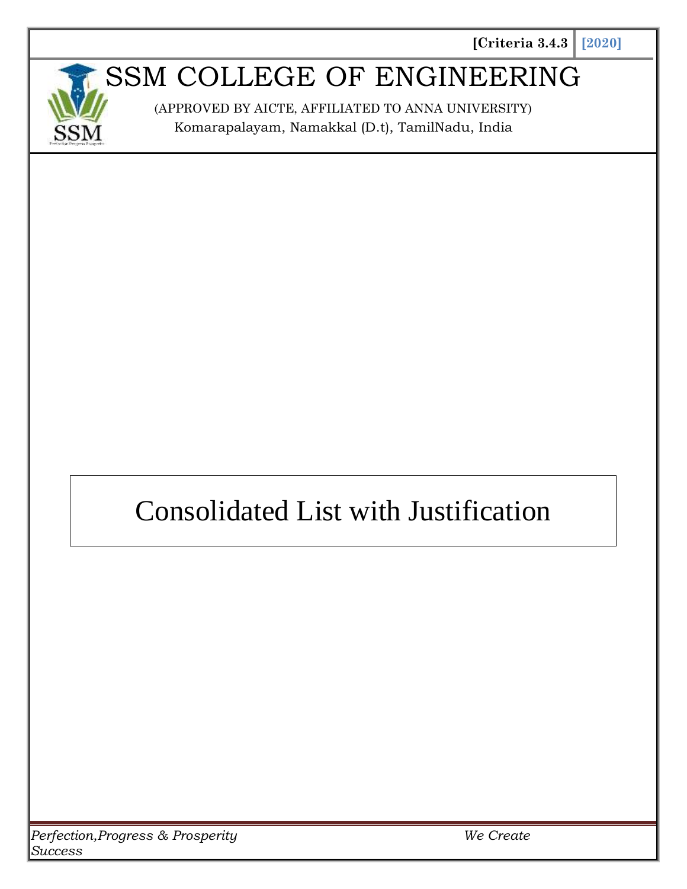[Criteria 3.4.3 | [2020]

# SSM COLLEGE OF ENGINEERING

(APPROVED BY AICTE, AFFILIATED TO ANNA UNIVERSITY)
Komarapalayam, Namakkal (D.t), TamilNadu, India

## Consolidated List with Justification

*Perfection,Progress & Prosperity* *We Create Success*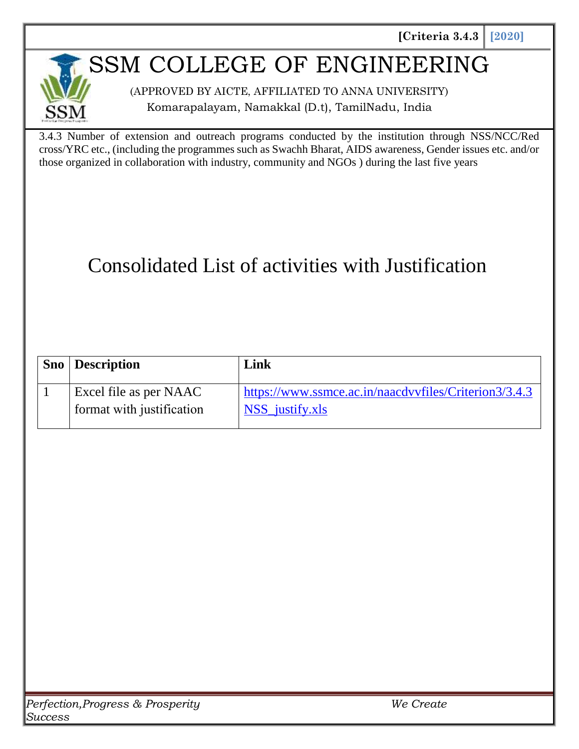[Criteria 3.4.3 | [2020]

# SSM COLLEGE OF ENGINEERING

(APPROVED BY AICTE, AFFILIATED TO ANNA UNIVERSITY)

Komarapalayam, Namakkal (D.t), TamilNadu, India

3.4.3 Number of extension and outreach programs conducted by the institution through NSS/NCC/Red cross/YRC etc., (including the programmes such as Swachh Bharat, AIDS awareness, Gender issues etc. and/or those organized in collaboration with industry, community and NGOs ) during the last five years

## Consolidated List of activities with Justification

| Sno | Description | Link |
|---|---|---|
| 1 | Excel file as per NAAC format with justification | https://www.ssmce.ac.in/naacdvvfiles/Criterion3/3.4.3NSS_justify.xls |

*Perfection,Progress & Prosperity* *We Create Success*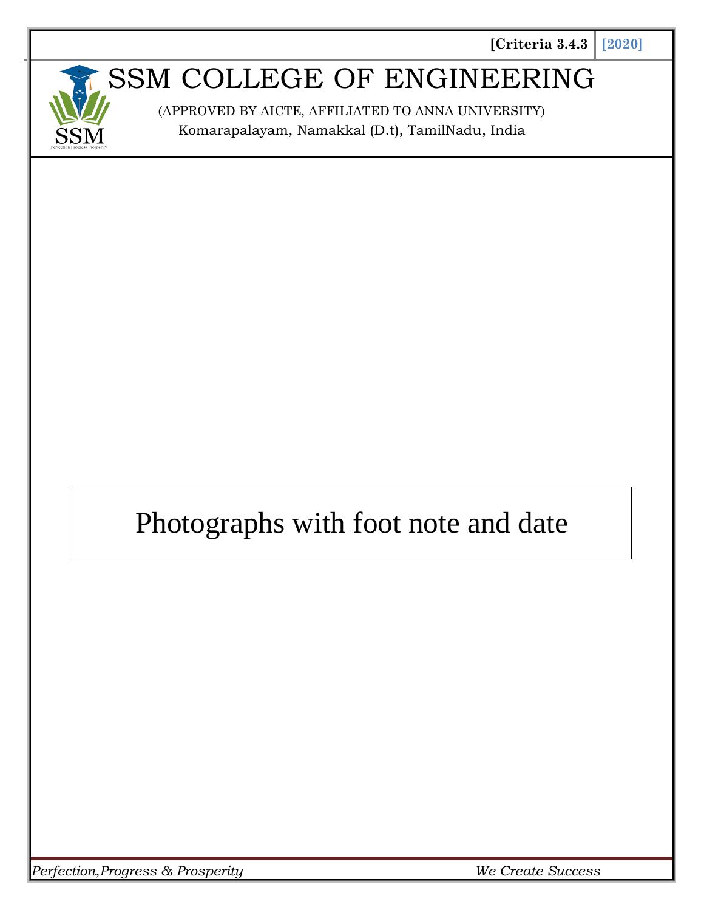[Criteria 3.4.3 | [2020]

# SSM COLLEGE OF ENGINEERING

(APPROVED BY AICTE, AFFILIATED TO ANNA UNIVERSITY)

Komarapalayam, Namakkal (D.t), TamilNadu, India

## Photographs with foot note and date

*Perfection,Progress & Prosperity* *We Create Success*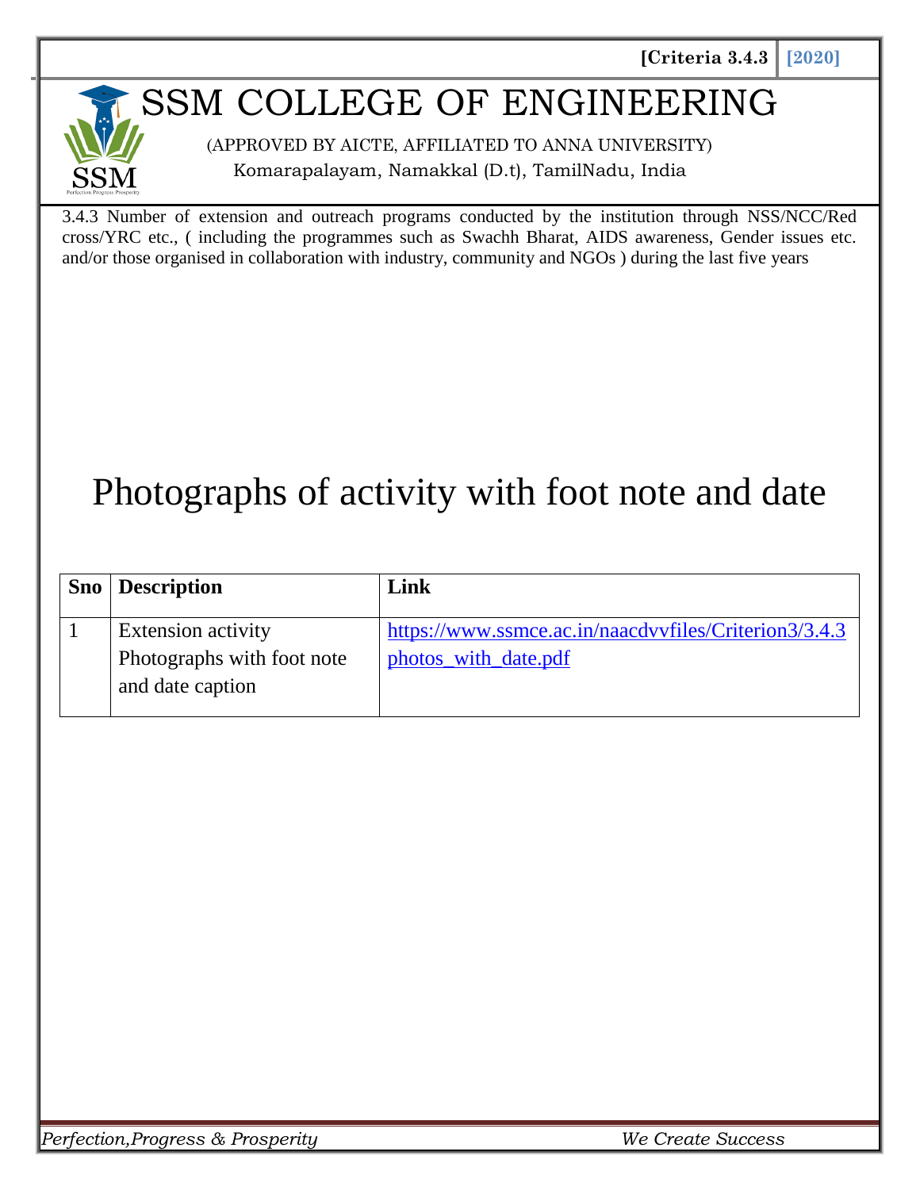[Criteria 3.4.3 | [2020]

# SSM COLLEGE OF ENGINEERING

(APPROVED BY AICTE, AFFILIATED TO ANNA UNIVERSITY)

Komarapalayam, Namakkal (D.t), TamilNadu, India

3.4.3 Number of extension and outreach programs conducted by the institution through NSS/NCC/Red cross/YRC etc., ( including the programmes such as Swachh Bharat, AIDS awareness, Gender issues etc. and/or those organised in collaboration with industry, community and NGOs ) during the last five years

# Photographs of activity with foot note and date

| Sno | Description | Link |
|---|---|---|
| 1 | Extension activity Photographs with foot note and date caption | https://www.ssmce.ac.in/naacdvvfiles/Criterion3/3.4.3photos_with_date.pdf |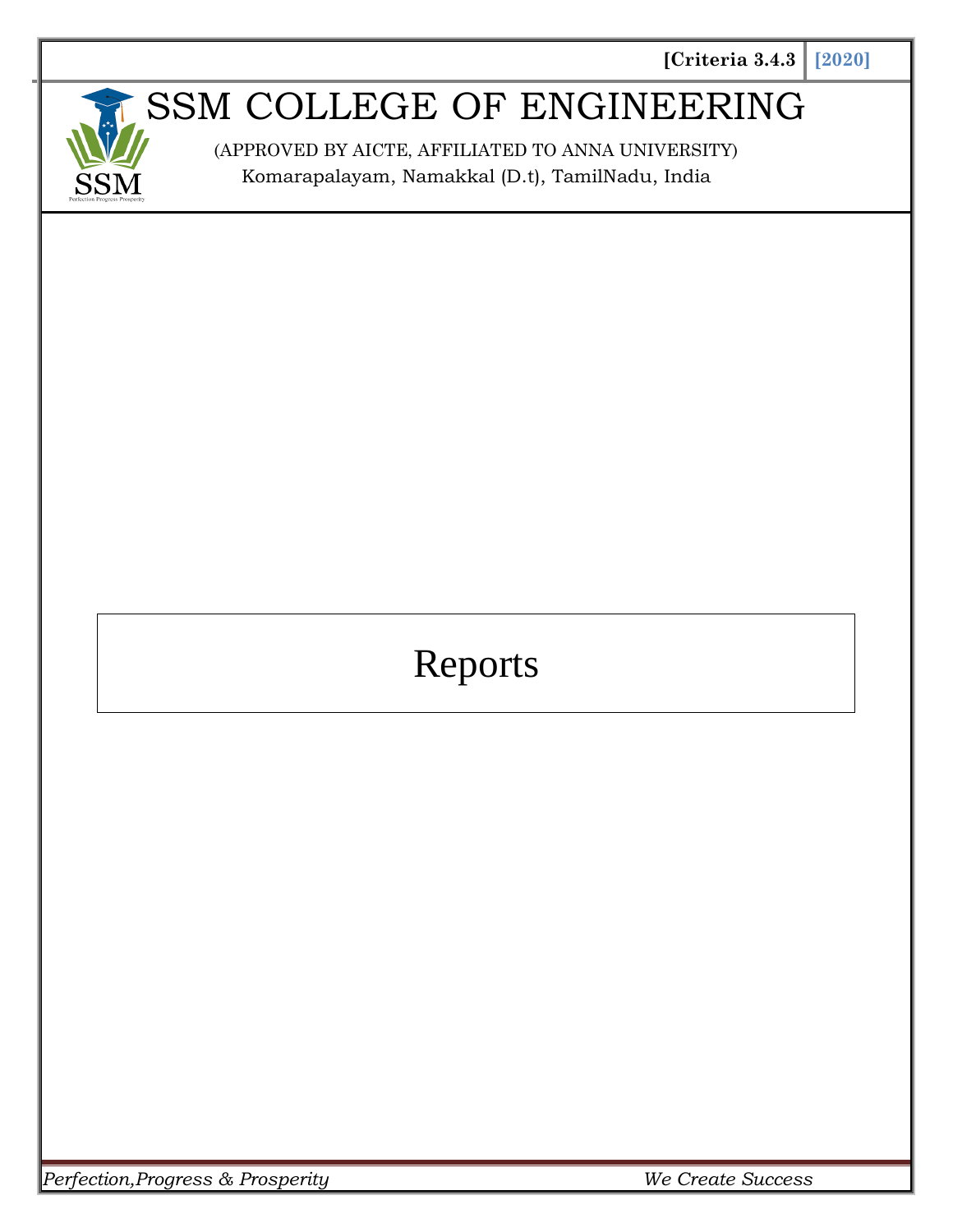# SSM COLLEGE OF ENGINEERING

(APPROVED BY AICTE, AFFILIATED TO ANNA UNIVERSITY)

Komarapalayam, Namakkal (D.t), TamilNadu, India

## Reports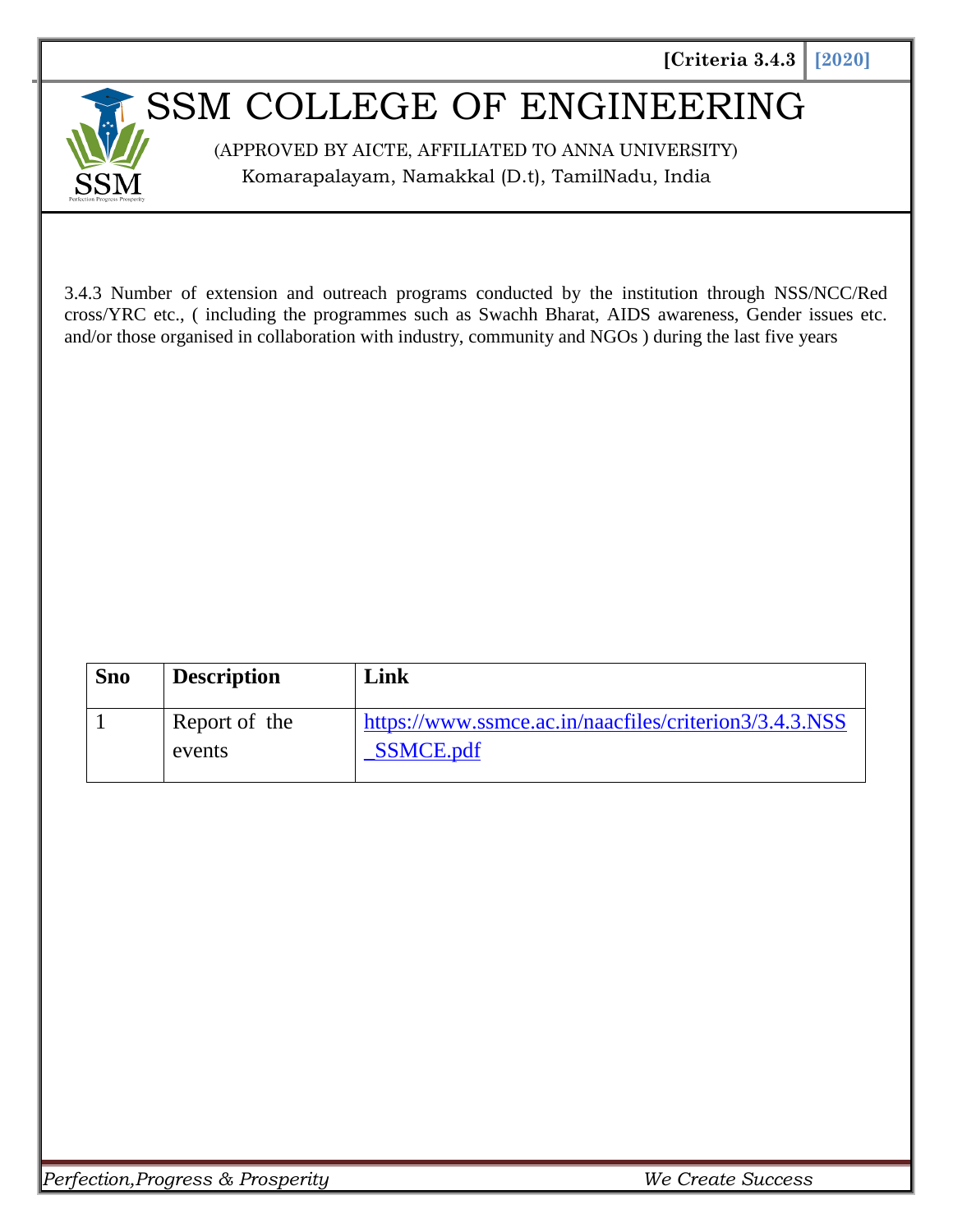[Criteria 3.4.3 | [2020]

# SSM COLLEGE OF ENGINEERING

(APPROVED BY AICTE, AFFILIATED TO ANNA UNIVERSITY)
Komarapalayam, Namakkal (D.t), TamilNadu, India

3.4.3 Number of extension and outreach programs conducted by the institution through NSS/NCC/Red cross/YRC etc., ( including the programmes such as Swachh Bharat, AIDS awareness, Gender issues etc. and/or those organised in collaboration with industry, community and NGOs ) during the last five years

| Sno | Description | Link |
|---|---|---|
| 1 | Report of the events | https://www.ssmce.ac.in/naacfiles/criterion3/3.4.3.NSS_SSMCE.pdf |

*Perfection,Progress & Prosperity* *We Create Success*